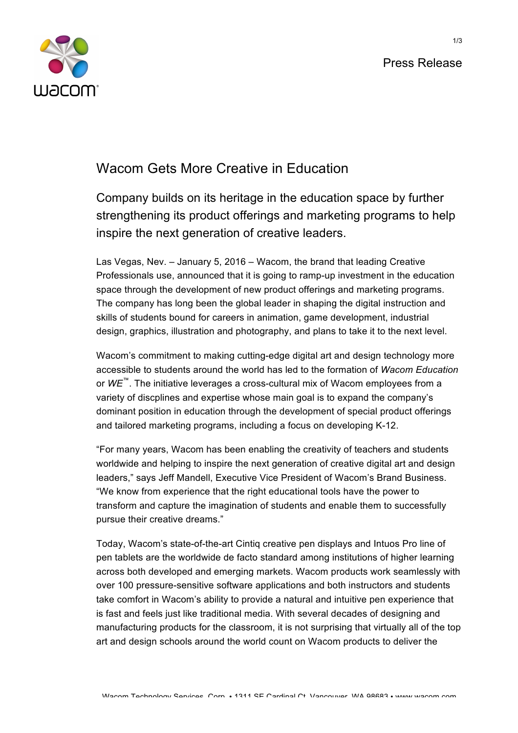Press Release

# Wacom Gets More Creative in Education

## Company builds on its heritage in the education space by further strengthening its product offerings and marketing programs to help inspire the next generation of creative leaders.

Las Vegas, Nev. – January 5, 2016 – Wacom, the brand that leading Creative Professionals use, announced that it is going to ramp-up investment in the education space through the development of new product offerings and marketing programs. The company has long been the global leader in shaping the digital instruction and skills of students bound for careers in animation, game development, industrial design, graphics, illustration and photography, and plans to take it to the next level.

Wacom's commitment to making cutting-edge digital art and design technology more accessible to students around the world has led to the formation of *Wacom Education* or *WE*™. The initiative leverages a cross-cultural mix of Wacom employees from a variety of discplines and expertise whose main goal is to expand the company's dominant position in education through the development of special product offerings and tailored marketing programs, including a focus on developing K-12.

"For many years, Wacom has been enabling the creativity of teachers and students worldwide and helping to inspire the next generation of creative digital art and design leaders," says Jeff Mandell, Executive Vice President of Wacom's Brand Business. "We know from experience that the right educational tools have the power to transform and capture the imagination of students and enable them to successfully pursue their creative dreams."

Today, Wacom's state-of-the-art Cintiq creative pen displays and Intuos Pro line of pen tablets are the worldwide de facto standard among institutions of higher learning across both developed and emerging markets. Wacom products work seamlessly with over 100 pressure-sensitive software applications and both instructors and students take comfort in Wacom's ability to provide a natural and intuitive pen experience that is fast and feels just like traditional media. With several decades of designing and manufacturing products for the classroom, it is not surprising that virtually all of the top art and design schools around the world count on Wacom products to deliver the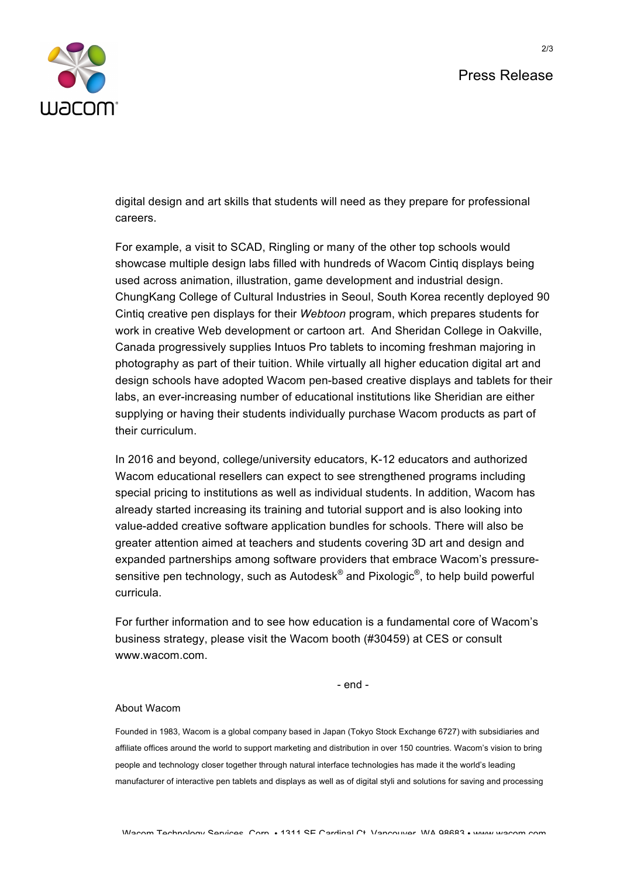digital design and art skills that students will need as they prepare for professional careers.

For example, a visit to SCAD, Ringling or many of the other top schools would showcase multiple design labs filled with hundreds of Wacom Cintiq displays being used across animation, illustration, game development and industrial design. ChungKang College of Cultural Industries in Seoul, South Korea recently deployed 90 Cintiq creative pen displays for their *Webtoon* program, which prepares students for work in creative Web development or cartoon art. And Sheridan College in Oakville, Canada progressively supplies Intuos Pro tablets to incoming freshman majoring in photography as part of their tuition. While virtually all higher education digital art and design schools have adopted Wacom pen-based creative displays and tablets for their labs, an ever-increasing number of educational institutions like Sheridian are either supplying or having their students individually purchase Wacom products as part of their curriculum.

In 2016 and beyond, college/university educators, K-12 educators and authorized Wacom educational resellers can expect to see strengthened programs including special pricing to institutions as well as individual students. In addition, Wacom has already started increasing its training and tutorial support and is also looking into value-added creative software application bundles for schools. There will also be greater attention aimed at teachers and students covering 3D art and design and expanded partnerships among software providers that embrace Wacom's pressure-sensitive pen technology, such as Autodesk® and Pixologic®, to help build powerful curricula.

For further information and to see how education is a fundamental core of Wacom's business strategy, please visit the Wacom booth (#30459) at CES or consult www.wacom.com.

- end -

About Wacom

Founded in 1983, Wacom is a global company based in Japan (Tokyo Stock Exchange 6727) with subsidiaries and affiliate offices around the world to support marketing and distribution in over 150 countries. Wacom's vision to bring people and technology closer together through natural interface technologies has made it the world's leading manufacturer of interactive pen tablets and displays as well as of digital styli and solutions for saving and processing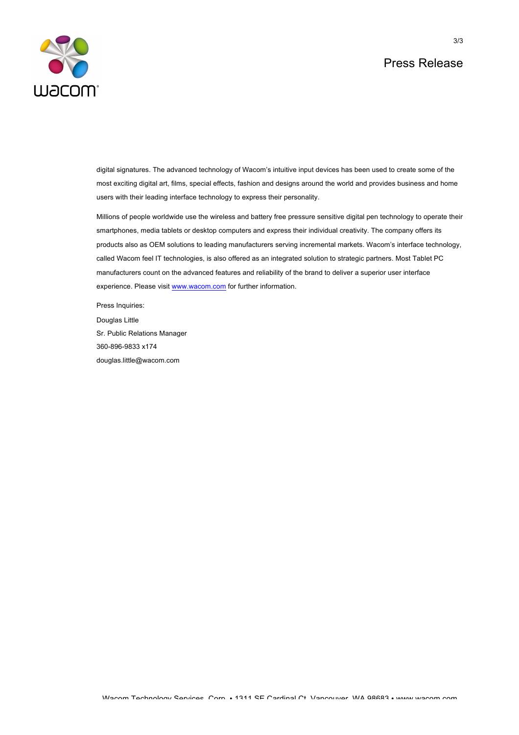digital signatures. The advanced technology of Wacom's intuitive input devices has been used to create some of the most exciting digital art, films, special effects, fashion and designs around the world and provides business and home users with their leading interface technology to express their personality.

Millions of people worldwide use the wireless and battery free pressure sensitive digital pen technology to operate their smartphones, media tablets or desktop computers and express their individual creativity. The company offers its products also as OEM solutions to leading manufacturers serving incremental markets. Wacom's interface technology, called Wacom feel IT technologies, is also offered as an integrated solution to strategic partners. Most Tablet PC manufacturers count on the advanced features and reliability of the brand to deliver a superior user interface experience. Please visit [www.wacom.com](http://www.wacom.com) for further information.

Press Inquiries:

Douglas Little
Sr. Public Relations Manager
360-896-9833 x174
douglas.little@wacom.com